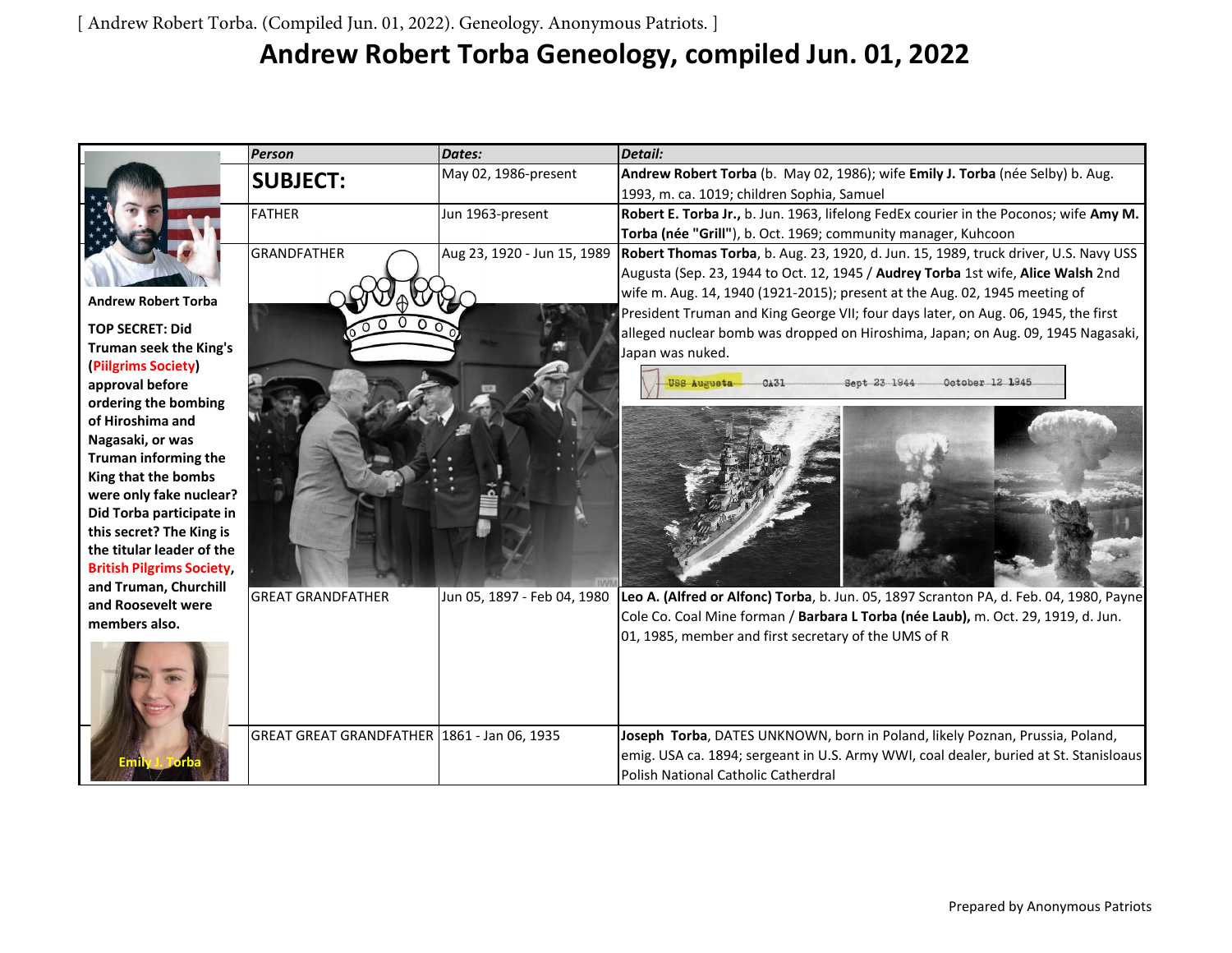[ Andrew Robert Torba. (Compiled Jun. 01, 2022). Geneology. Anonymous Patriots. ]

# Andrew Robert Torba Geneology, compiled Jun. 01, 2022

**Andrew Robert Torba**

**TOP SECRET: Did Truman seek the King's (Piilgrims Society) approval before ordering the bombing of Hiroshima and Nagasaki, or was Truman informing the King that the bombs were only fake nuclear? Did Torba participate in this secret? The King is the titular leader of the British Pilgrims Society, and Truman, Churchill and Roosevelt were members also.**

Emily J. Torba

| *Person* | *Dates:* | *Detail:* |
|---|---|---|
| **SUBJECT:** | May 02, 1986-present | **Andrew Robert Torba** (b. May 02, 1986); wife **Emily J. Torba** (née Selby) b. Aug. 1993, m. ca. 1019; children Sophia, Samuel |
| FATHER | Jun 1963-present | **Robert E. Torba Jr.,** b. Jun. 1963, lifelong FedEx courier in the Poconos; wife **Amy M. Torba (née "Grill"**), b. Oct. 1969; community manager, Kuhcoon |
| GRANDFATHER | Aug 23, 1920 - Jun 15, 1989 | **Robert Thomas Torba**, b. Aug. 23, 1920, d. Jun. 15, 1989, truck driver, U.S. Navy USS Augusta (Sep. 23, 1944 to Oct. 12, 1945 / **Audrey Torba** 1st wife, **Alice Walsh** 2nd wife m. Aug. 14, 1940 (1921-2015); present at the Aug. 02, 1945 meeting of President Truman and King George VII; four days later, on Aug. 06, 1945, the first alleged nuclear bomb was dropped on Hiroshima, Japan; on Aug. 09, 1945 Nagasaki, Japan was nuked. USS Augusta CA31 Sept 23 1944 October 12 1945 |
| GREAT GRANDFATHER | Jun 05, 1897 - Feb 04, 1980 | **Leo A. (Alfred or Alfonc) Torba**, b. Jun. 05, 1897 Scranton PA, d. Feb. 04, 1980, Payne Cole Co. Coal Mine forman / **Barbara L Torba (née Laub),** m. Oct. 29, 1919, d. Jun. 01, 1985, member and first secretary of the UMS of R |
| GREAT GREAT GRANDFATHER | 1861 - Jan 06, 1935 | **Joseph Torba**, DATES UNKNOWN, born in Poland, likely Poznan, Prussia, Poland, emig. USA ca. 1894; sergeant in U.S. Army WWI, coal dealer, buried at St. Stanisloaus Polish National Catholic Catherdral |

Prepared by Anonymous Patriots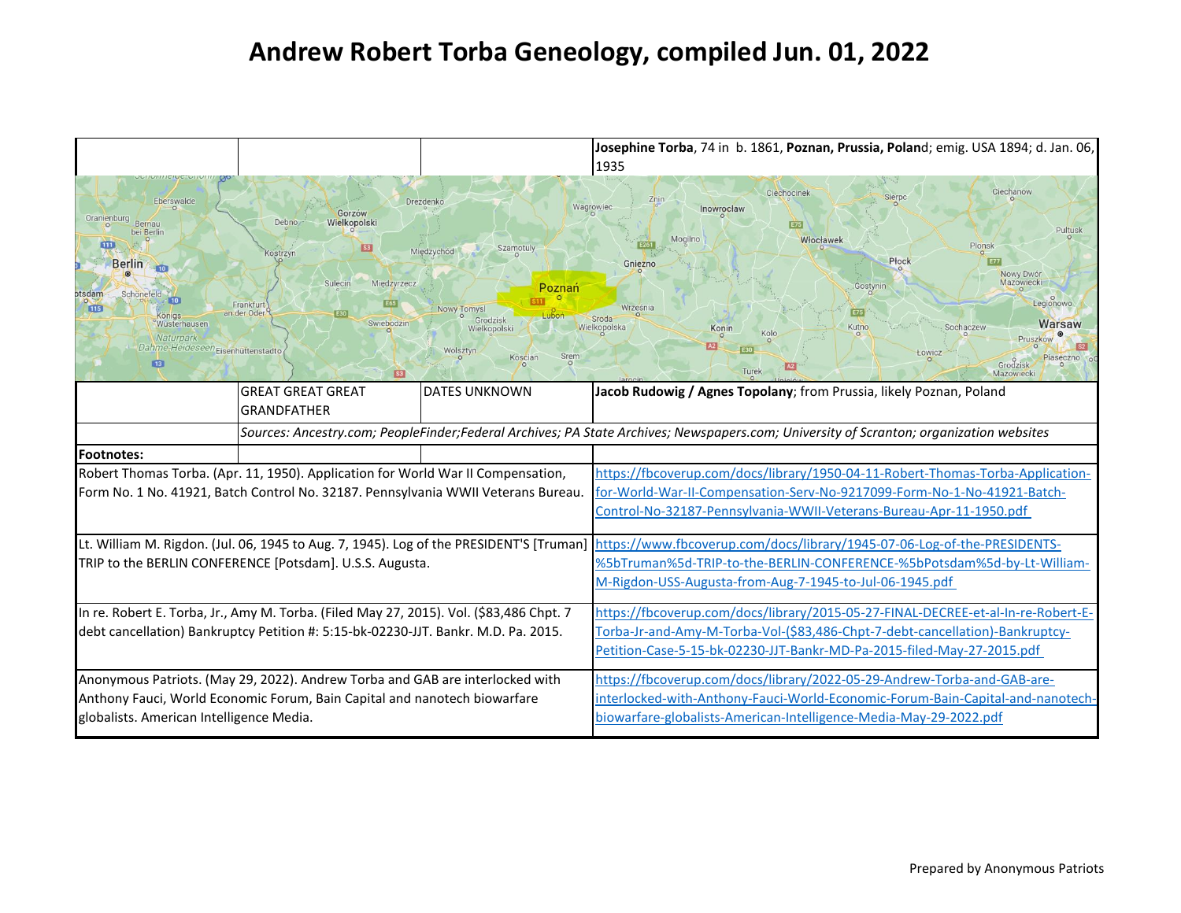# Andrew Robert Torba Geneology, compiled Jun. 01, 2022

| | | | |
|---|---|---|---|
| | | | **Josephine Torba**, 74 in b. 1861, **Poznan, Prussia, Polan**d; emig. USA 1894; d. Jan. 06, 1935 |
| | GREAT GREAT GREAT GRANDFATHER | DATES UNKNOWN | **Jacob Rudowig / Agnes Topolany**; from Prussia, likely Poznan, Poland |
| | *Sources: Ancestry.com; PeopleFinder;Federal Archives; PA State Archives; Newspapers.com; University of Scranton; organization websites* | | |

Eberswalde
Oranienburg
Bernau bei Berlin
Berlin
Potsdam
Schönefeld
Königs Wusterhausen
Naturpark Dahme-Heideseen
Eisenhüttenstadt
Frankfurt an der Oder
Debno
Gorzów Wielkopolski
Kostrzyn
Sulecin
Międzyrzecz
Swiebodzin
Drezdenko
Międzychód
Nowy Tomyśl
Grodzisk Wielkopolski
Wolsztyn
Szamotuły
Wągrowiec
Poznań
Luboń
Kościan
Śrem
Środa Wielkopolska
Września
Gniezno
Znin
Mogilno
Inowrocław
Ciechocinek
Włocławek
Konin
Koło
Turek
Jarocin
Sierpc
Płock
Gostynin
Kutno
Plonsk
Ciechanow
Pułtusk
Nowy Dwór Mazowiecki
Legionowo
Warsaw
Sochaczew
Łowicz
Pruszków
Piaseczno
Grodzisk Mazowiecki

**Footnotes:**

| | |
|---|---|
| Robert Thomas Torba. (Apr. 11, 1950). Application for World War II Compensation, Form No. 1 No. 41921, Batch Control No. 32187. Pennsylvania WWII Veterans Bureau. | https://fbcoverup.com/docs/library/1950-04-11-Robert-Thomas-Torba-Application-for-World-War-II-Compensation-Serv-No-9217099-Form-No-1-No-41921-Batch-Control-No-32187-Pennsylvania-WWII-Veterans-Bureau-Apr-11-1950.pdf |
| Lt. William M. Rigdon. (Jul. 06, 1945 to Aug. 7, 1945). Log of the PRESIDENT'S [Truman] TRIP to the BERLIN CONFERENCE [Potsdam]. U.S.S. Augusta. | https://www.fbcoverup.com/docs/library/1945-07-06-Log-of-the-PRESIDENTS-%5bTruman%5d-TRIP-to-the-BERLIN-CONFERENCE-%5bPotsdam%5d-by-Lt-William-M-Rigdon-USS-Augusta-from-Aug-7-1945-to-Jul-06-1945.pdf |
| In re. Robert E. Torba, Jr., Amy M. Torba. (Filed May 27, 2015). Vol. ($83,486 Chpt. 7 debt cancellation) Bankruptcy Petition #: 5:15-bk-02230-JJT. Bankr. M.D. Pa. 2015. | https://fbcoverup.com/docs/library/2015-05-27-FINAL-DECREE-et-al-In-re-Robert-E-Torba-Jr-and-Amy-M-Torba-Vol-($83,486-Chpt-7-debt-cancellation)-Bankruptcy-Petition-Case-5-15-bk-02230-JJT-Bankr-MD-Pa-2015-filed-May-27-2015.pdf |
| Anonymous Patriots. (May 29, 2022). Andrew Torba and GAB are interlocked with Anthony Fauci, World Economic Forum, Bain Capital and nanotech biowarfare globalists. American Intelligence Media. | https://fbcoverup.com/docs/library/2022-05-29-Andrew-Torba-and-GAB-are-interlocked-with-Anthony-Fauci-World-Economic-Forum-Bain-Capital-and-nanotech-biowarfare-globalists-American-Intelligence-Media-May-29-2022.pdf |

Prepared by Anonymous Patriots